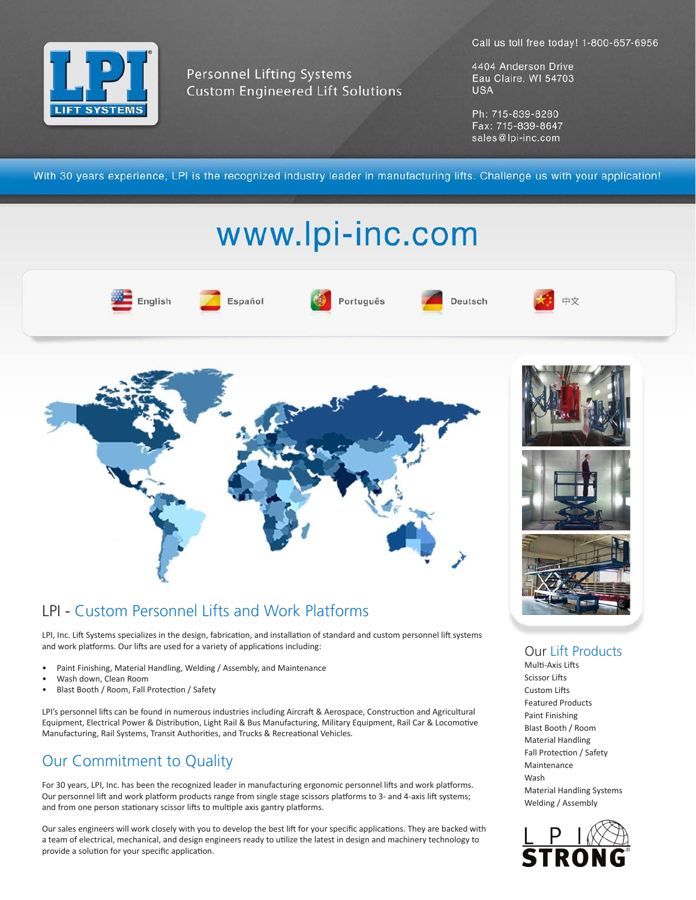LPI LIFT SYSTEMS

Personnel Lifting Systems
Custom Engineered Lift Solutions

Call us toll free today! 1-800-657-6956

4404 Anderson Drive
Eau Claire, WI 54703
USA

Ph: 715-839-8280
Fax: 715-839-8647
sales@lpi-inc.com

With 30 years experience, LPI is the recognized industry leader in manufacturing lifts. Challenge us with your application!

# www.lpi-inc.com

English | Español | Português | Deutsch | 中文

## LPI - Custom Personnel Lifts and Work Platforms

LPI, Inc. Lift Systems specializes in the design, fabrication, and installation of standard and custom personnel lift systems and work platforms. Our lifts are used for a variety of applications including:

- Paint Finishing, Material Handling, Welding / Assembly, and Maintenance
- Wash down, Clean Room
- Blast Booth / Room, Fall Protection / Safety

LPI's personnel lifts can be found in numerous industries including Aircraft & Aerospace, Construction and Agricultural Equipment, Electrical Power & Distribution, Light Rail & Bus Manufacturing, Military Equipment, Rail Car & Locomotive Manufacturing, Rail Systems, Transit Authorities, and Trucks & Recreational Vehicles.

## Our Commitment to Quality

For 30 years, LPI, Inc. has been the recognized leader in manufacturing ergonomic personnel lifts and work platforms. Our personnel lift and work platform products range from single stage scissors platforms to 3- and 4-axis lift systems; and from one person stationary scissor lifts to multiple axis gantry platforms.

Our sales engineers will work closely with you to develop the best lift for your specific applications. They are backed with a team of electrical, mechanical, and design engineers ready to utilize the latest in design and machinery technology to provide a solution for your specific application.

## Our Lift Products

Multi-Axis Lifts
Scissor Lifts
Custom Lifts
Featured Products
Paint Finishing
Blast Booth / Room
Material Handling
Fall Protection / Safety
Maintenance
Wash
Material Handling Systems
Welding / Assembly

LPI STRONG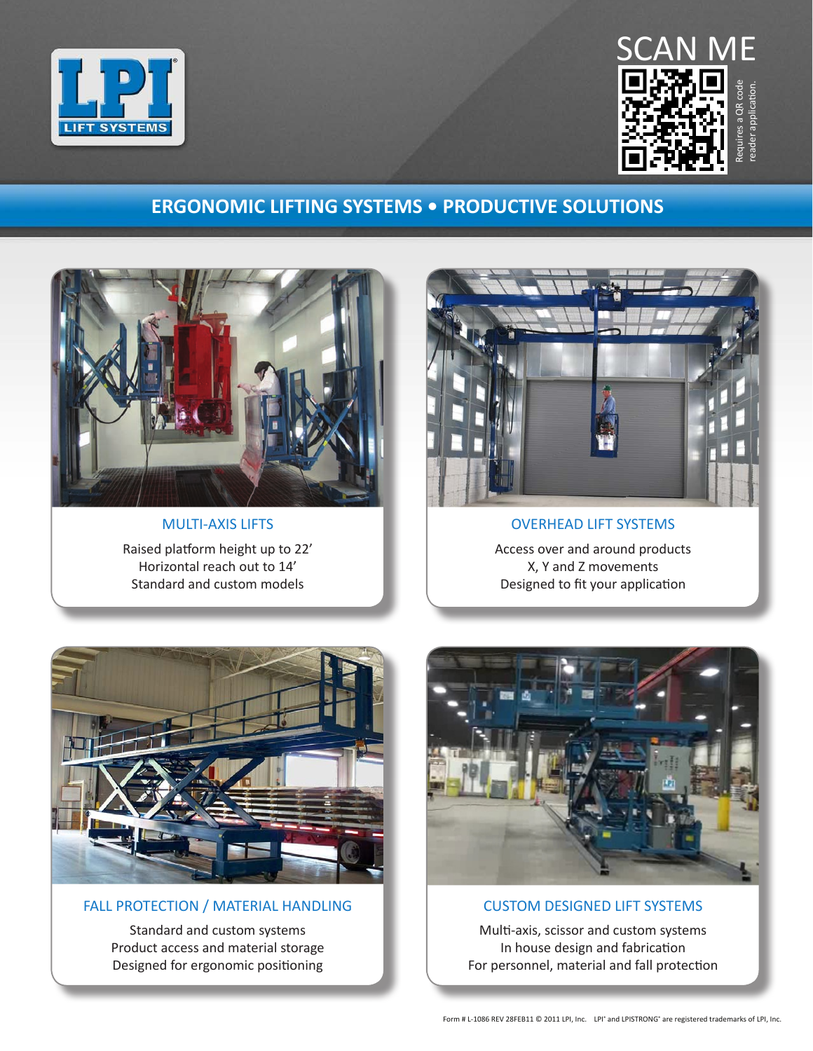SCAN ME

Requires a QR code reader application.

## ERGONOMIC LIFTING SYSTEMS • PRODUCTIVE SOLUTIONS

### MULTI-AXIS LIFTS

Raised platform height up to 22’
Horizontal reach out to 14’
Standard and custom models

### OVERHEAD LIFT SYSTEMS

Access over and around products
X, Y and Z movements
Designed to fit your application

### FALL PROTECTION / MATERIAL HANDLING

Standard and custom systems
Product access and material storage
Designed for ergonomic positioning

### CUSTOM DESIGNED LIFT SYSTEMS

Multi-axis, scissor and custom systems
In house design and fabrication
For personnel, material and fall protection

Form # L-1086 REV 28FEB11 © 2011 LPI, Inc. LPI® and LPISTRONG® are registered trademarks of LPI, Inc.